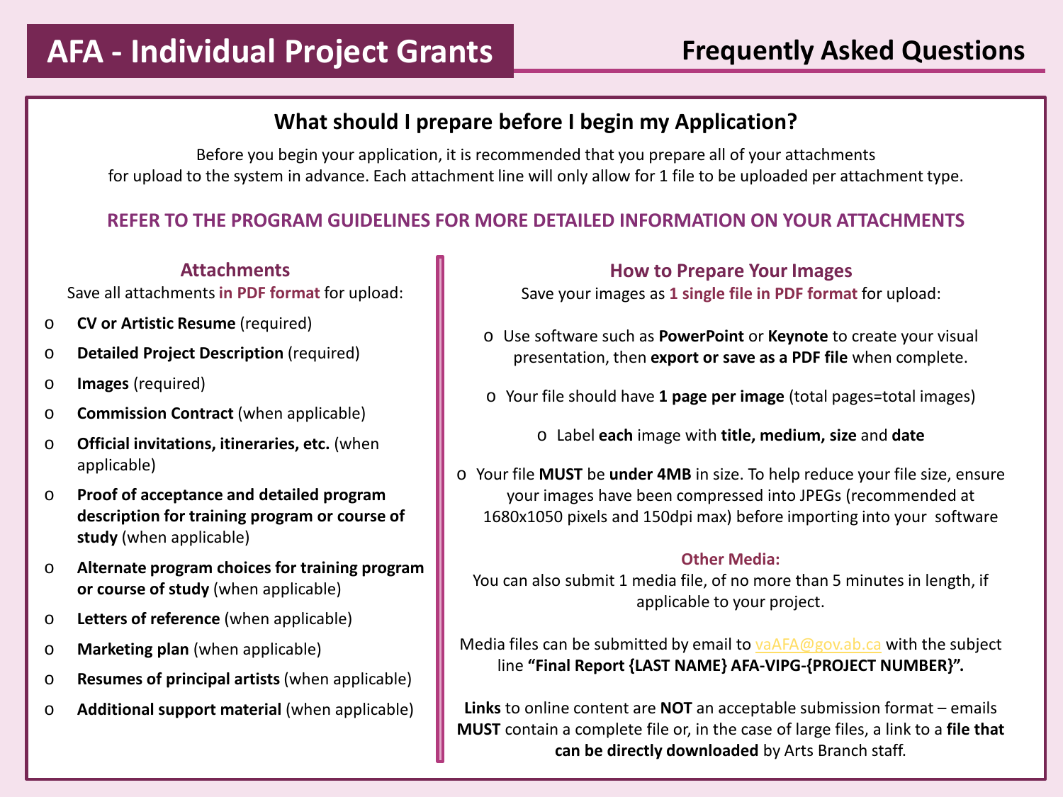# AFA - Individual Project Grants

## Frequently Asked Questions

### What should I prepare before I begin my Application?

Before you begin your application, it is recommended that you prepare all of your attachments for upload to the system in advance. Each attachment line will only allow for 1 file to be uploaded per attachment type.

**REFER TO THE PROGRAM GUIDELINES FOR MORE DETAILED INFORMATION ON YOUR ATTACHMENTS**

### Attachments

Save all attachments **in PDF format** for upload:

- **CV or Artistic Resume** (required)
- **Detailed Project Description** (required)
- **Images** (required)
- **Commission Contract** (when applicable)
- **Official invitations, itineraries, etc.** (when applicable)
- **Proof of acceptance and detailed program description for training program or course of study** (when applicable)
- **Alternate program choices for training program or course of study** (when applicable)
- **Letters of reference** (when applicable)
- **Marketing plan** (when applicable)
- **Resumes of principal artists** (when applicable)
- **Additional support material** (when applicable)

### How to Prepare Your Images

Save your images as **1 single file in PDF format** for upload:

- Use software such as **PowerPoint** or **Keynote** to create your visual presentation, then **export or save as a PDF file** when complete.
- Your file should have **1 page per image** (total pages=total images)
- Label **each** image with **title, medium, size** and **date**
- Your file **MUST** be **under 4MB** in size. To help reduce your file size, ensure your images have been compressed into JPEGs (recommended at 1680x1050 pixels and 150dpi max) before importing into your software

#### Other Media:

You can also submit 1 media file, of no more than 5 minutes in length, if applicable to your project.

Media files can be submitted by email to vaAFA@gov.ab.ca with the subject line **"Final Report {LAST NAME} AFA-VIPG-{PROJECT NUMBER}".**

**Links** to online content are **NOT** an acceptable submission format – emails **MUST** contain a complete file or, in the case of large files, a link to a **file that can be directly downloaded** by Arts Branch staff.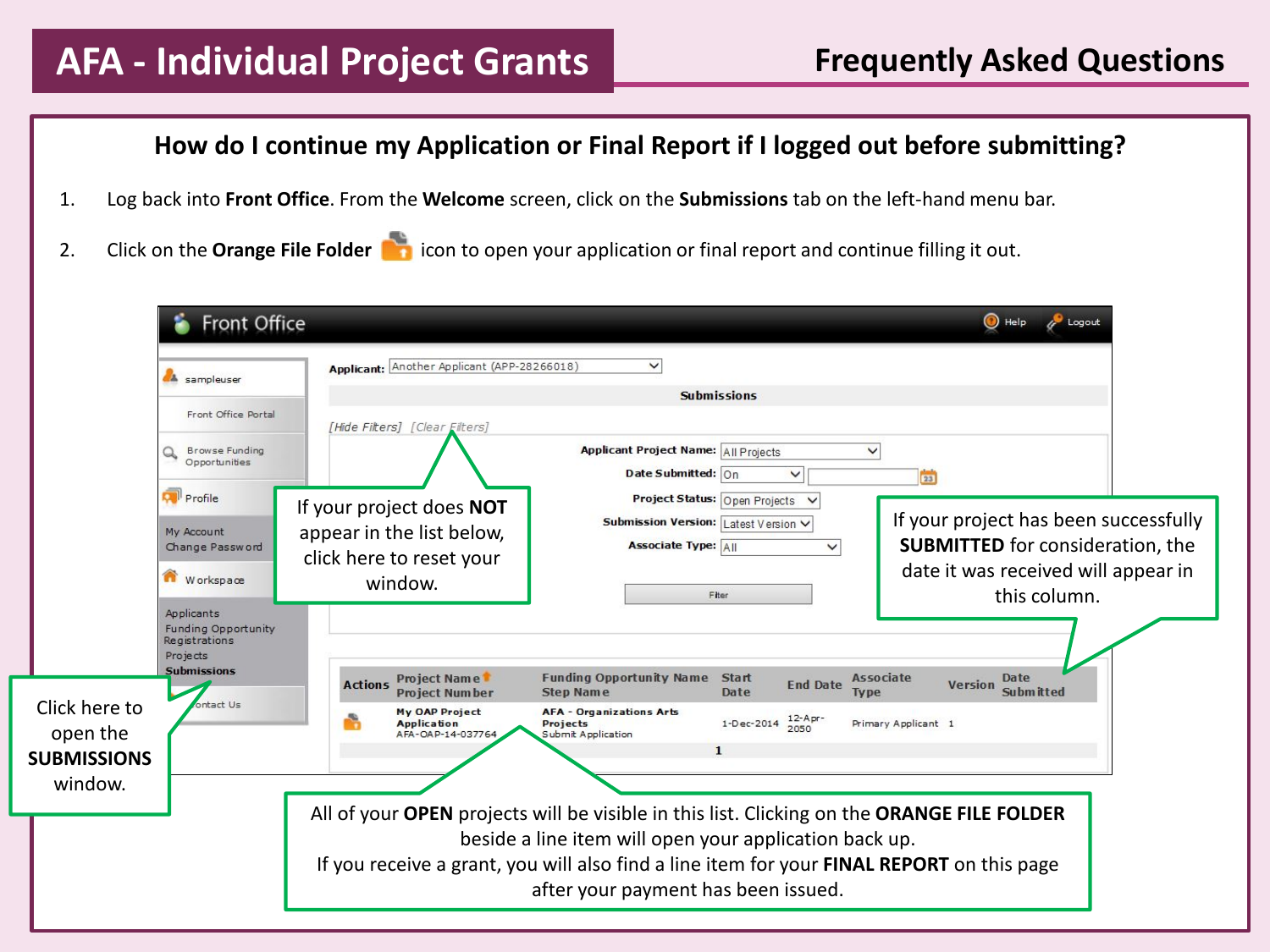# AFA - Individual Project Grants

## Frequently Asked Questions

### How do I continue my Application or Final Report if I logged out before submitting?

1. Log back into **Front Office**. From the **Welcome** screen, click on the **Submissions** tab on the left-hand menu bar.

2. Click on the **Orange File Folder** icon to open your application or final report and continue filling it out.

If your project does **NOT** appear in the list below, click here to reset your window.

If your project has been successfully **SUBMITTED** for consideration, the date it was received will appear in this column.

Click here to open the **SUBMISSIONS** window.

All of your **OPEN** projects will be visible in this list. Clicking on the **ORANGE FILE FOLDER** beside a line item will open your application back up.
If you receive a grant, you will also find a line item for your **FINAL REPORT** on this page after your payment has been issued.